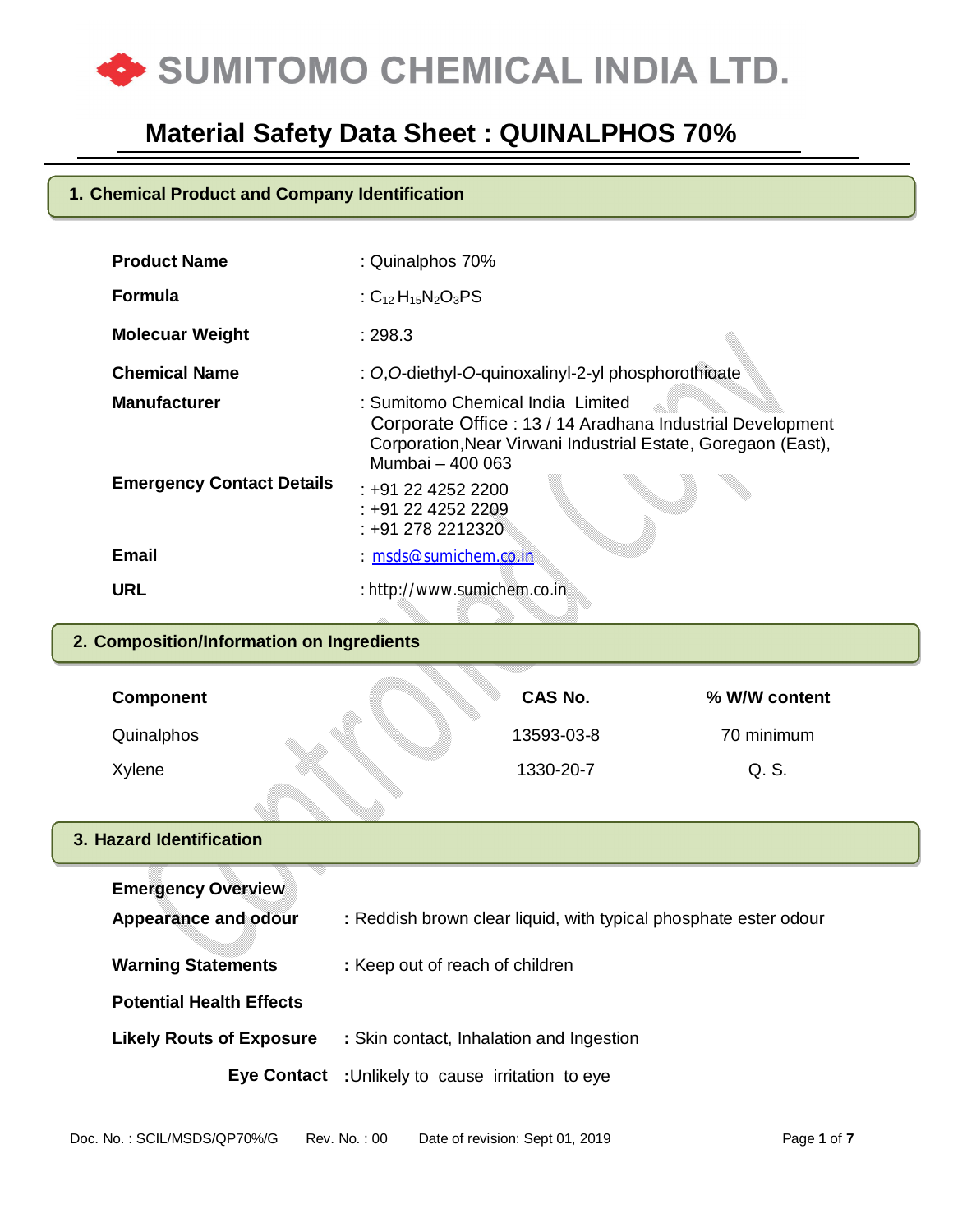# SUMITOMO CHEMICAL INDIA LTD.

## Material Safety Data Sheet : QUINALPHOS 70%

### 1. Chemical Product and Company Identification

| | |
|---|---|
| **Product Name** | : Quinalphos 70% |
| **Formula** | : $C_{12}H_{15}N_2O_3PS$ |
| **Molecuar Weight** | : 298.3 |
| **Chemical Name** | : *O*,*O*-diethyl-*O*-quinoxalinyl-2-yl phosphorothioate |
| **Manufacturer** | : Sumitomo Chemical India Limited<br>Corporate Office : 13 / 14 Aradhana Industrial Development Corporation,Near Virwani Industrial Estate, Goregaon (East), Mumbai – 400 063 |
| **Emergency Contact Details** | : +91 22 4252 2200<br>: +91 22 4252 2209<br>: +91 278 2212320 |
| **Email** | : msds@sumichem.co.in |
| **URL** | : http://www.sumichem.co.in |

### 2. Composition/Information on Ingredients

| Component | CAS No. | % W/W content |
|---|---|---|
| Quinalphos | 13593-03-8 | 70 minimum |
| Xylene | 1330-20-7 | Q. S. |

### 3. Hazard Identification

**Emergency Overview**

**Appearance and odour** : Reddish brown clear liquid, with typical phosphate ester odour

**Warning Statements** : Keep out of reach of children

**Potential Health Effects**

**Likely Routs of Exposure** : Skin contact, Inhalation and Ingestion

**Eye Contact** : Unlikely to cause irritation to eye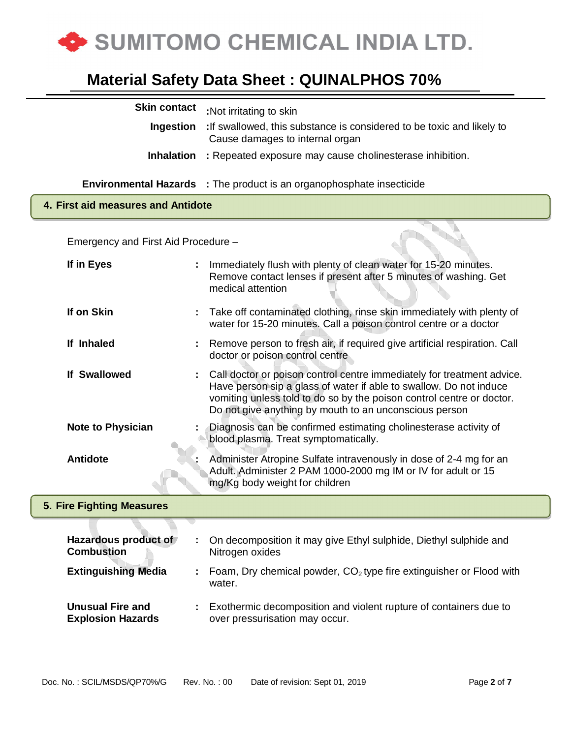**Skin contact** :Not irritating to skin

**Ingestion** :If swallowed, this substance is considered to be toxic and likely to Cause damages to internal organ

**Inhalation** : Repeated exposure may cause cholinesterase inhibition.

**Environmental Hazards** : The product is an organophosphate insecticide

## 4. First aid measures and Antidote

Emergency and First Aid Procedure –

| | | |
|---|---|---|
| **If in Eyes** | : | Immediately flush with plenty of clean water for 15-20 minutes. Remove contact lenses if present after 5 minutes of washing. Get medical attention |
| **If on Skin** | : | Take off contaminated clothing, rinse skin immediately with plenty of water for 15-20 minutes. Call a poison control centre or a doctor |
| **If Inhaled** | : | Remove person to fresh air, if required give artificial respiration. Call doctor or poison control centre |
| **If Swallowed** | : | Call doctor or poison control centre immediately for treatment advice. Have person sip a glass of water if able to swallow. Do not induce vomiting unless told to do so by the poison control centre or doctor. Do not give anything by mouth to an unconscious person |
| **Note to Physician** | : | Diagnosis can be confirmed estimating cholinesterase activity of blood plasma. Treat symptomatically. |
| **Antidote** | : | Administer Atropine Sulfate intravenously in dose of 2-4 mg for an Adult. Administer 2 PAM 1000-2000 mg IM or IV for adult or 15 mg/Kg body weight for children |

## 5. Fire Fighting Measures

| | | |
|---|---|---|
| **Hazardous product of Combustion** | : | On decomposition it may give Ethyl sulphide, Diethyl sulphide and Nitrogen oxides |
| **Extinguishing Media** | : | Foam, Dry chemical powder, $CO_2$ type fire extinguisher or Flood with water. |
| **Unusual Fire and Explosion Hazards** | : | Exothermic decomposition and violent rupture of containers due to over pressurisation may occur. |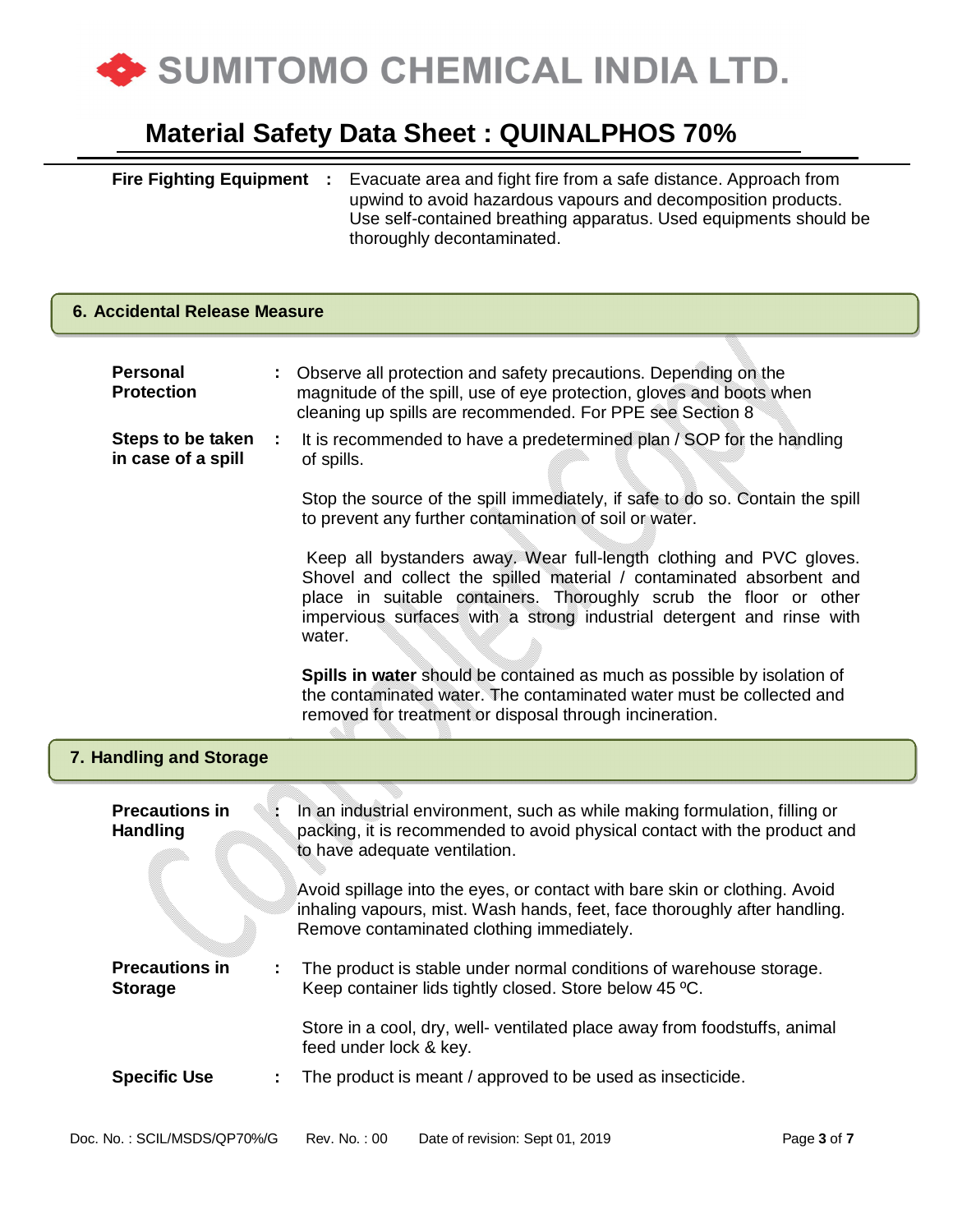**Fire Fighting Equipment** : Evacuate area and fight fire from a safe distance. Approach from upwind to avoid hazardous vapours and decomposition products. Use self-contained breathing apparatus. Used equipments should be thoroughly decontaminated.

## 6. Accidental Release Measure

**Personal Protection** : Observe all protection and safety precautions. Depending on the magnitude of the spill, use of eye protection, gloves and boots when cleaning up spills are recommended. For PPE see Section 8

**Steps to be taken in case of a spill** : It is recommended to have a predetermined plan / SOP for the handling of spills.

Stop the source of the spill immediately, if safe to do so. Contain the spill to prevent any further contamination of soil or water.

Keep all bystanders away. Wear full-length clothing and PVC gloves. Shovel and collect the spilled material / contaminated absorbent and place in suitable containers. Thoroughly scrub the floor or other impervious surfaces with a strong industrial detergent and rinse with water.

**Spills in water** should be contained as much as possible by isolation of the contaminated water. The contaminated water must be collected and removed for treatment or disposal through incineration.

## 7. Handling and Storage

**Precautions in Handling** : In an industrial environment, such as while making formulation, filling or packing, it is recommended to avoid physical contact with the product and to have adequate ventilation.

Avoid spillage into the eyes, or contact with bare skin or clothing. Avoid inhaling vapours, mist. Wash hands, feet, face thoroughly after handling. Remove contaminated clothing immediately.

**Precautions in Storage** : The product is stable under normal conditions of warehouse storage. Keep container lids tightly closed. Store below 45 ºC.

Store in a cool, dry, well- ventilated place away from foodstuffs, animal feed under lock & key.

**Specific Use** : The product is meant / approved to be used as insecticide.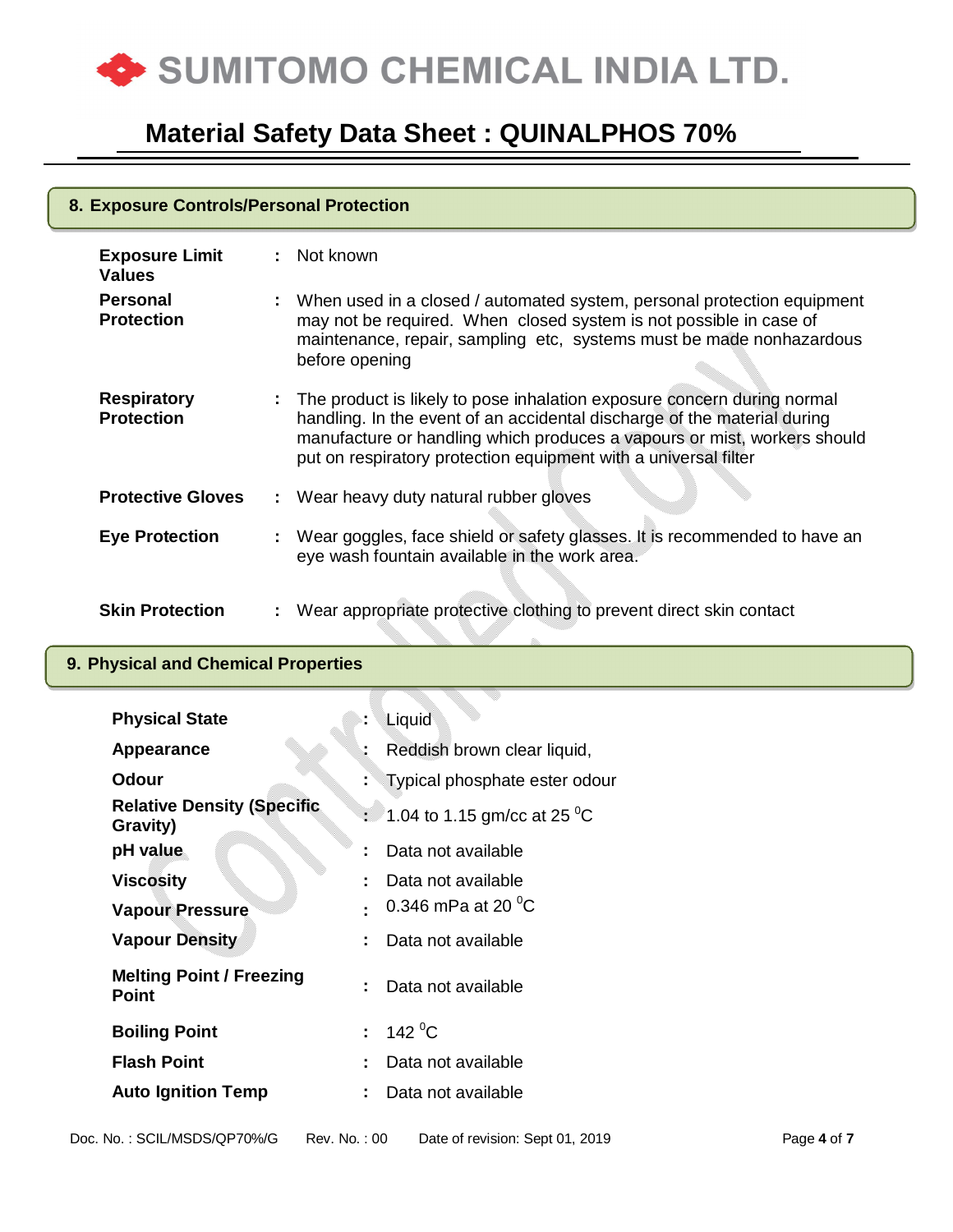## 8. Exposure Controls/Personal Protection

| | | |
|---|---|---|
| **Exposure Limit Values** | : | Not known |
| **Personal Protection** | : | When used in a closed / automated system, personal protection equipment may not be required. When closed system is not possible in case of maintenance, repair, sampling etc, systems must be made nonhazardous before opening |
| **Respiratory Protection** | : | The product is likely to pose inhalation exposure concern during normal handling. In the event of an accidental discharge of the material during manufacture or handling which produces a vapours or mist, workers should put on respiratory protection equipment with a universal filter |
| **Protective Gloves** | : | Wear heavy duty natural rubber gloves |
| **Eye Protection** | : | Wear goggles, face shield or safety glasses. It is recommended to have an eye wash fountain available in the work area. |
| **Skin Protection** | : | Wear appropriate protective clothing to prevent direct skin contact |

## 9. Physical and Chemical Properties

| | | |
|---|---|---|
| **Physical State** | : | Liquid |
| **Appearance** | : | Reddish brown clear liquid, |
| **Odour** | : | Typical phosphate ester odour |
| **Relative Density (Specific Gravity)** | : | 1.04 to 1.15 gm/cc at 25 $^{0}$C |
| **pH value** | : | Data not available |
| **Viscosity** | : | Data not available |
| **Vapour Pressure** | : | 0.346 mPa at 20 $^{0}$C |
| **Vapour Density** | : | Data not available |
| **Melting Point / Freezing Point** | : | Data not available |
| **Boiling Point** | : | 142 $^{0}$C |
| **Flash Point** | : | Data not available |
| **Auto Ignition Temp** | : | Data not available |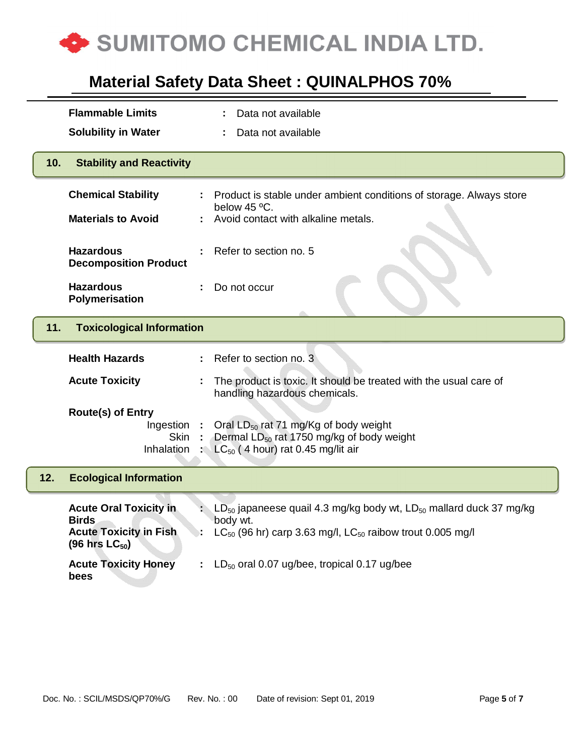| | | |
|---|---|---|
| **Flammable Limits** | : | Data not available |
| **Solubility in Water** | : | Data not available |

## 10. Stability and Reactivity

| | | |
|---|---|---|
| **Chemical Stability** | : | Product is stable under ambient conditions of storage. Always store below 45 ºC. |
| **Materials to Avoid** | : | Avoid contact with alkaline metals. |
| **Hazardous Decomposition Product** | : | Refer to section no. 5 |
| **Hazardous Polymerisation** | : | Do not occur |

## 11. Toxicological Information

| | | |
|---|---|---|
| **Health Hazards** | : | Refer to section no. 3 |
| **Acute Toxicity** | : | The product is toxic. It should be treated with the usual care of handling hazardous chemicals. |

**Route(s) of Entry**

| | | |
|---|---|---|
| Ingestion | : | Oral $LD_{50}$ rat 71 mg/Kg of body weight |
| Skin | : | Dermal $LD_{50}$ rat 1750 mg/kg of body weight |
| Inhalation | : | $LC_{50}$ ( 4 hour) rat 0.45 mg/lit air |

## 12. Ecological Information

| | | |
|---|---|---|
| **Acute Oral Toxicity in Birds** | : | $LD_{50}$ japaneese quail 4.3 mg/kg body wt, $LD_{50}$ mallard duck 37 mg/kg body wt. |
| **Acute Toxicity in Fish (96 hrs $LC_{50}$)** | : | $LC_{50}$ (96 hr) carp 3.63 mg/l, $LC_{50}$ raibow trout 0.005 mg/l |
| **Acute Toxicity Honey bees** | : | $LD_{50}$ oral 0.07 ug/bee, tropical 0.17 ug/bee |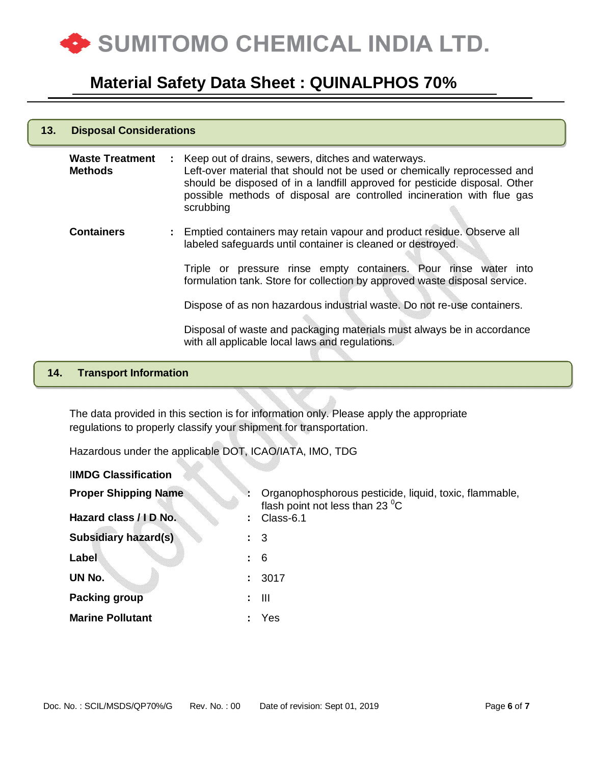## 13. Disposal Considerations

| | | |
|---|---|---|
| **Waste Treatment Methods** | : | Keep out of drains, sewers, ditches and waterways. Left-over material that should not be used or chemically reprocessed and should be disposed of in a landfill approved for pesticide disposal. Other possible methods of disposal are controlled incineration with flue gas scrubbing |
| **Containers** | : | Emptied containers may retain vapour and product residue. Observe all labeled safeguards until container is cleaned or destroyed.<br><br>Triple or pressure rinse empty containers. Pour rinse water into formulation tank. Store for collection by approved waste disposal service.<br><br>Dispose of as non hazardous industrial waste. Do not re-use containers.<br><br>Disposal of waste and packaging materials must always be in accordance with all applicable local laws and regulations. |

## 14. Transport Information

The data provided in this section is for information only. Please apply the appropriate regulations to properly classify your shipment for transportation.

Hazardous under the applicable DOT, ICAO/IATA, IMO, TDG

**IIMDG Classification**

| | | |
|---|---|---|
| **Proper Shipping Name** | : | Organophosphorous pesticide, liquid, toxic, flammable, flash point not less than 23 $^{0}$C |
| **Hazard class / I D No.** | : | Class-6.1 |
| **Subsidiary hazard(s)** | : | 3 |
| **Label** | : | 6 |
| **UN No.** | : | 3017 |
| **Packing group** | : | III |
| **Marine Pollutant** | : | Yes |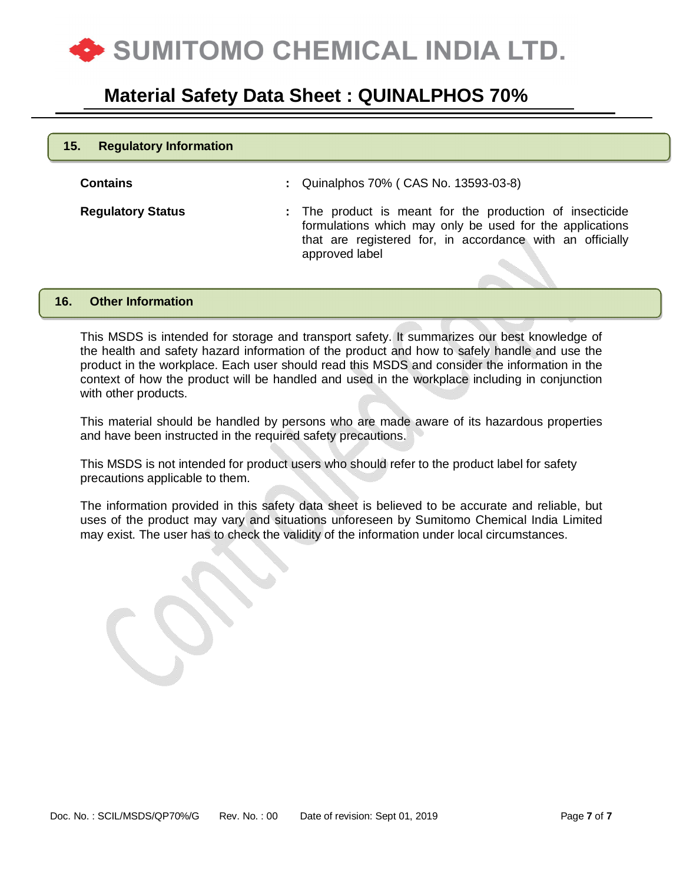## 15. Regulatory Information

| | | |
|---|---|---|
| **Contains** | : | Quinalphos 70% ( CAS No. 13593-03-8) |
| **Regulatory Status** | : | The product is meant for the production of insecticide formulations which may only be used for the applications that are registered for, in accordance with an officially approved label |

## 16. Other Information

This MSDS is intended for storage and transport safety. It summarizes our best knowledge of the health and safety hazard information of the product and how to safely handle and use the product in the workplace. Each user should read this MSDS and consider the information in the context of how the product will be handled and used in the workplace including in conjunction with other products.

This material should be handled by persons who are made aware of its hazardous properties and have been instructed in the required safety precautions.

This MSDS is not intended for product users who should refer to the product label for safety precautions applicable to them.

The information provided in this safety data sheet is believed to be accurate and reliable, but uses of the product may vary and situations unforeseen by Sumitomo Chemical India Limited may exist. The user has to check the validity of the information under local circumstances.